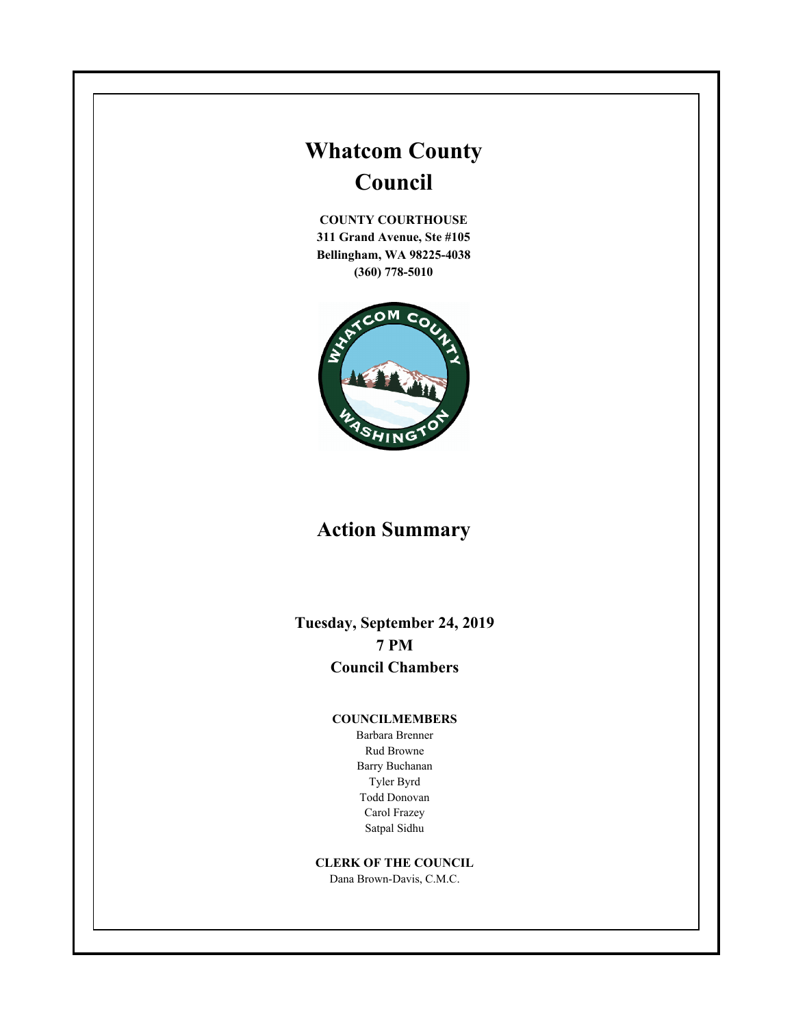# Whatcom County Council

**COUNTY COURTHOUSE**
**311 Grand Avenue, Ste #105**
**Bellingham, WA 98225-4038**
**(360) 778-5010**

## Action Summary

**Tuesday, September 24, 2019**
**7 PM**
**Council Chambers**

**COUNCILMEMBERS**

Barbara Brenner
Rud Browne
Barry Buchanan
Tyler Byrd
Todd Donovan
Carol Frazey
Satpal Sidhu

**CLERK OF THE COUNCIL**

Dana Brown-Davis, C.M.C.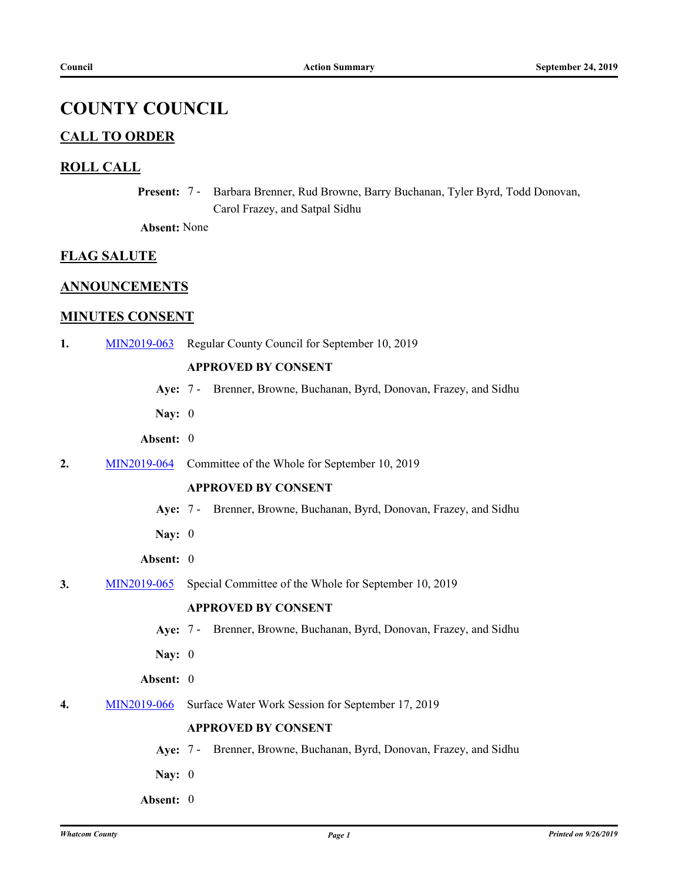# COUNTY COUNCIL

## CALL TO ORDER

## ROLL CALL

**Present:** 7 - Barbara Brenner, Rud Browne, Barry Buchanan, Tyler Byrd, Todd Donovan, Carol Frazey, and Satpal Sidhu

**Absent:** None

## FLAG SALUTE

## ANNOUNCEMENTS

## MINUTES CONSENT

**1.** MIN2019-063 Regular County Council for September 10, 2019

**APPROVED BY CONSENT**

**Aye:** 7 - Brenner, Browne, Buchanan, Byrd, Donovan, Frazey, and Sidhu

**Nay:** 0

**Absent:** 0

**2.** MIN2019-064 Committee of the Whole for September 10, 2019

**APPROVED BY CONSENT**

**Aye:** 7 - Brenner, Browne, Buchanan, Byrd, Donovan, Frazey, and Sidhu

**Nay:** 0

**Absent:** 0

**3.** MIN2019-065 Special Committee of the Whole for September 10, 2019

**APPROVED BY CONSENT**

**Aye:** 7 - Brenner, Browne, Buchanan, Byrd, Donovan, Frazey, and Sidhu

**Nay:** 0

**Absent:** 0

**4.** MIN2019-066 Surface Water Work Session for September 17, 2019

**APPROVED BY CONSENT**

**Aye:** 7 - Brenner, Browne, Buchanan, Byrd, Donovan, Frazey, and Sidhu

**Nay:** 0

**Absent:** 0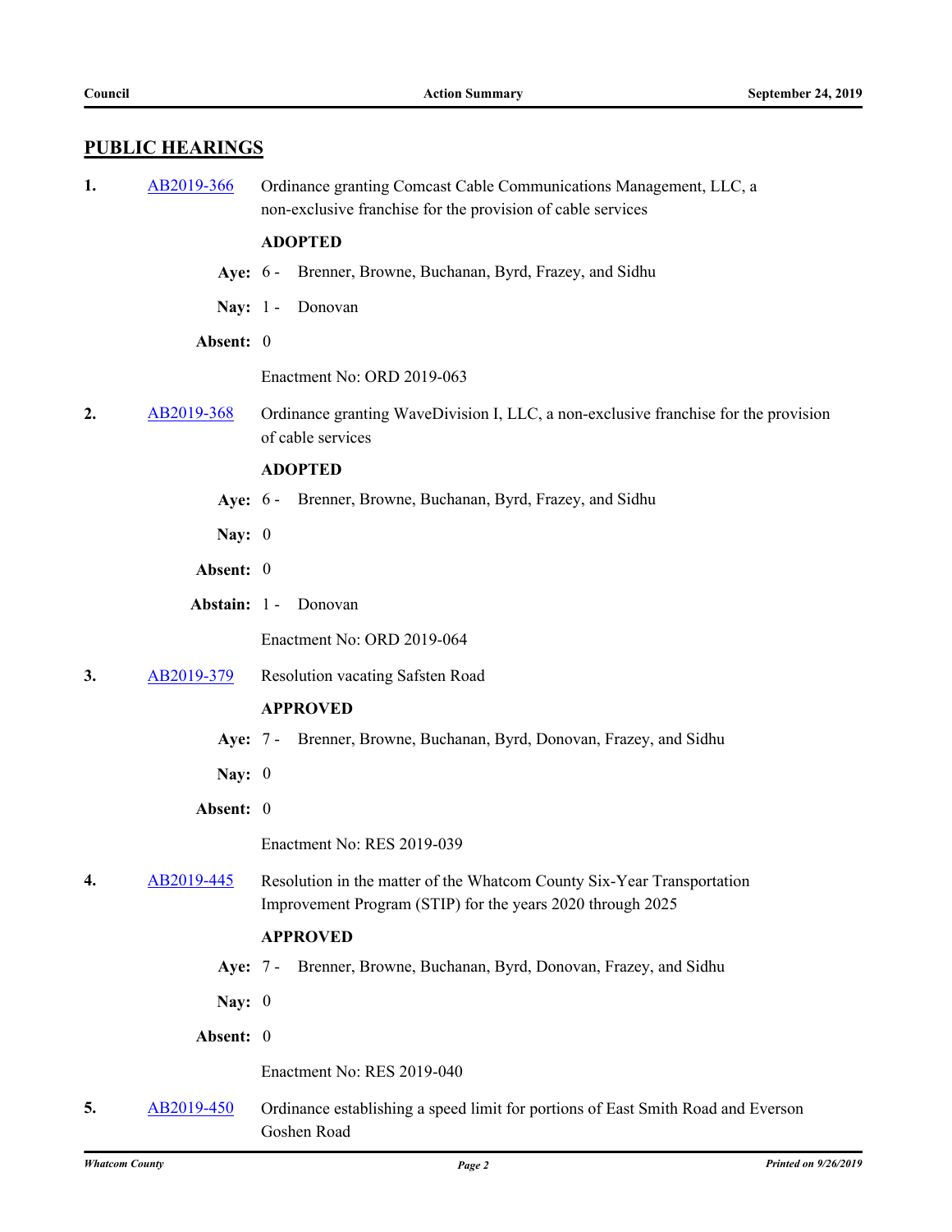## PUBLIC HEARINGS

**1.** AB2019-366 Ordinance granting Comcast Cable Communications Management, LLC, a non-exclusive franchise for the provision of cable services

**ADOPTED**

**Aye:** 6 - Brenner, Browne, Buchanan, Byrd, Frazey, and Sidhu

**Nay:** 1 - Donovan

**Absent:** 0

Enactment No: ORD 2019-063

**2.** AB2019-368 Ordinance granting WaveDivision I, LLC, a non-exclusive franchise for the provision of cable services

**ADOPTED**

**Aye:** 6 - Brenner, Browne, Buchanan, Byrd, Frazey, and Sidhu

**Nay:** 0

**Absent:** 0

**Abstain:** 1 - Donovan

Enactment No: ORD 2019-064

**3.** AB2019-379 Resolution vacating Safsten Road

**APPROVED**

**Aye:** 7 - Brenner, Browne, Buchanan, Byrd, Donovan, Frazey, and Sidhu

**Nay:** 0

**Absent:** 0

Enactment No: RES 2019-039

**4.** AB2019-445 Resolution in the matter of the Whatcom County Six-Year Transportation Improvement Program (STIP) for the years 2020 through 2025

**APPROVED**

**Aye:** 7 - Brenner, Browne, Buchanan, Byrd, Donovan, Frazey, and Sidhu

**Nay:** 0

**Absent:** 0

Enactment No: RES 2019-040

**5.** AB2019-450 Ordinance establishing a speed limit for portions of East Smith Road and Everson Goshen Road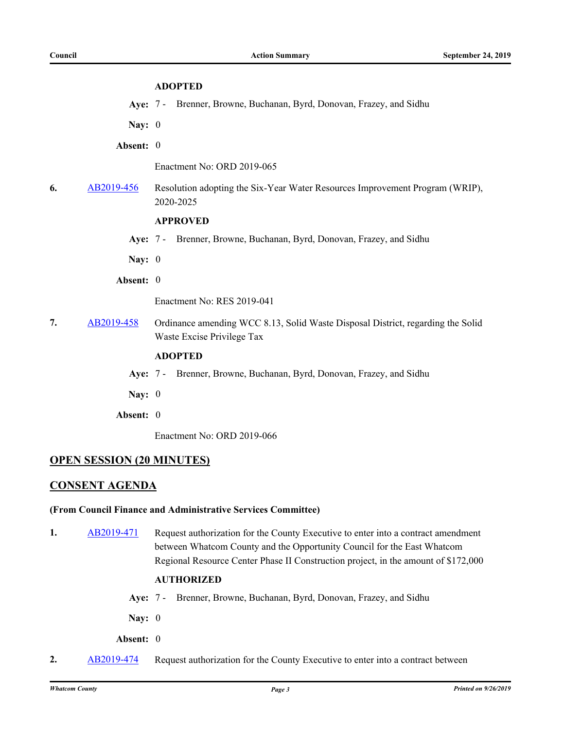**ADOPTED**

**Aye:** 7 - Brenner, Browne, Buchanan, Byrd, Donovan, Frazey, and Sidhu

**Nay:** 0

**Absent:** 0

Enactment No: ORD 2019-065

**6.** [AB2019-456] Resolution adopting the Six-Year Water Resources Improvement Program (WRIP), 2020-2025

**APPROVED**

**Aye:** 7 - Brenner, Browne, Buchanan, Byrd, Donovan, Frazey, and Sidhu

**Nay:** 0

**Absent:** 0

Enactment No: RES 2019-041

**7.** [AB2019-458] Ordinance amending WCC 8.13, Solid Waste Disposal District, regarding the Solid Waste Excise Privilege Tax

**ADOPTED**

**Aye:** 7 - Brenner, Browne, Buchanan, Byrd, Donovan, Frazey, and Sidhu

**Nay:** 0

**Absent:** 0

Enactment No: ORD 2019-066

## OPEN SESSION (20 MINUTES)

## CONSENT AGENDA

### (From Council Finance and Administrative Services Committee)

**1.** [AB2019-471] Request authorization for the County Executive to enter into a contract amendment between Whatcom County and the Opportunity Council for the East Whatcom Regional Resource Center Phase II Construction project, in the amount of $172,000

**AUTHORIZED**

**Aye:** 7 - Brenner, Browne, Buchanan, Byrd, Donovan, Frazey, and Sidhu

**Nay:** 0

**Absent:** 0

**2.** [AB2019-474] Request authorization for the County Executive to enter into a contract between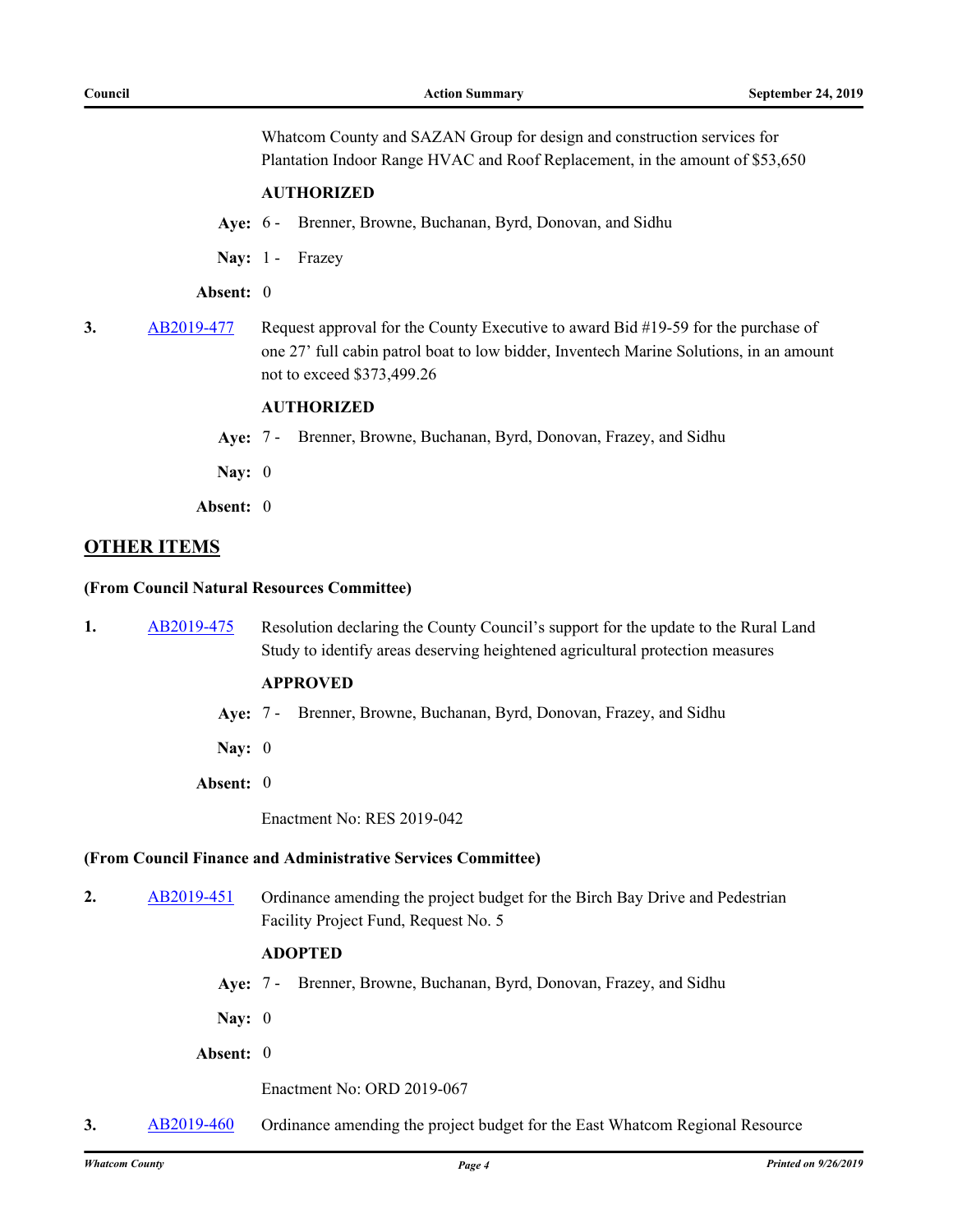Whatcom County and SAZAN Group for design and construction services for Plantation Indoor Range HVAC and Roof Replacement, in the amount of $53,650

**AUTHORIZED**

**Aye:** 6 - Brenner, Browne, Buchanan, Byrd, Donovan, and Sidhu

**Nay:** 1 - Frazey

**Absent:** 0

**3.** AB2019-477 Request approval for the County Executive to award Bid #19-59 for the purchase of one 27’ full cabin patrol boat to low bidder, Inventech Marine Solutions, in an amount not to exceed $373,499.26

**AUTHORIZED**

**Aye:** 7 - Brenner, Browne, Buchanan, Byrd, Donovan, Frazey, and Sidhu

**Nay:** 0

**Absent:** 0

## OTHER ITEMS

**(From Council Natural Resources Committee)**

**1.** AB2019-475 Resolution declaring the County Council’s support for the update to the Rural Land Study to identify areas deserving heightened agricultural protection measures

**APPROVED**

**Aye:** 7 - Brenner, Browne, Buchanan, Byrd, Donovan, Frazey, and Sidhu

**Nay:** 0

**Absent:** 0

Enactment No: RES 2019-042

**(From Council Finance and Administrative Services Committee)**

**2.** AB2019-451 Ordinance amending the project budget for the Birch Bay Drive and Pedestrian Facility Project Fund, Request No. 5

**ADOPTED**

**Aye:** 7 - Brenner, Browne, Buchanan, Byrd, Donovan, Frazey, and Sidhu

**Nay:** 0

**Absent:** 0

Enactment No: ORD 2019-067

**3.** AB2019-460 Ordinance amending the project budget for the East Whatcom Regional Resource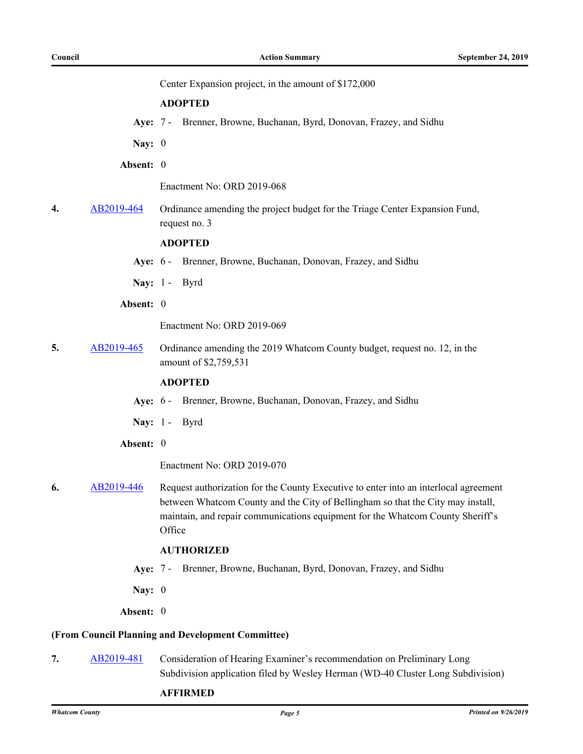Center Expansion project, in the amount of $172,000

**ADOPTED**

**Aye:** 7 - Brenner, Browne, Buchanan, Byrd, Donovan, Frazey, and Sidhu

**Nay:** 0

**Absent:** 0

Enactment No: ORD 2019-068

**4.** AB2019-464 Ordinance amending the project budget for the Triage Center Expansion Fund, request no. 3

**ADOPTED**

**Aye:** 6 - Brenner, Browne, Buchanan, Donovan, Frazey, and Sidhu

**Nay:** 1 - Byrd

**Absent:** 0

Enactment No: ORD 2019-069

**5.** AB2019-465 Ordinance amending the 2019 Whatcom County budget, request no. 12, in the amount of $2,759,531

**ADOPTED**

**Aye:** 6 - Brenner, Browne, Buchanan, Donovan, Frazey, and Sidhu

**Nay:** 1 - Byrd

**Absent:** 0

Enactment No: ORD 2019-070

**6.** AB2019-446 Request authorization for the County Executive to enter into an interlocal agreement between Whatcom County and the City of Bellingham so that the City may install, maintain, and repair communications equipment for the Whatcom County Sheriff's Office

**AUTHORIZED**

**Aye:** 7 - Brenner, Browne, Buchanan, Byrd, Donovan, Frazey, and Sidhu

**Nay:** 0

**Absent:** 0

**(From Council Planning and Development Committee)**

**7.** AB2019-481 Consideration of Hearing Examiner's recommendation on Preliminary Long Subdivision application filed by Wesley Herman (WD-40 Cluster Long Subdivision)

**AFFIRMED**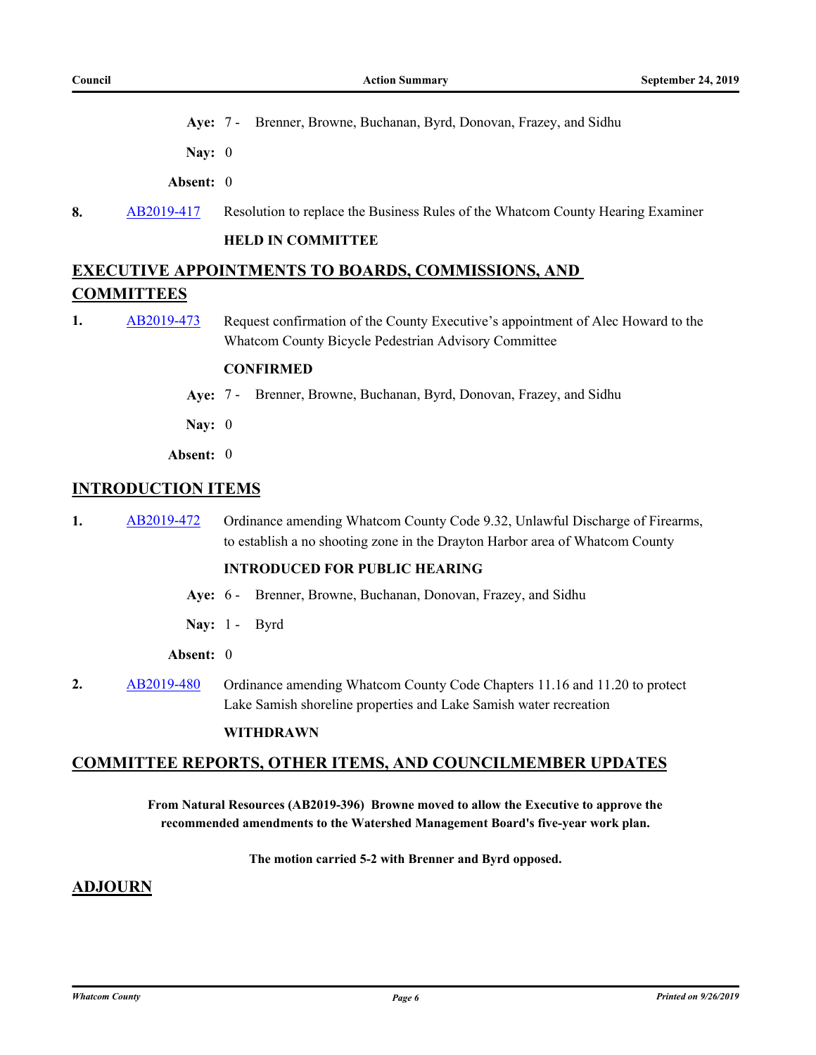**Aye:** 7 - Brenner, Browne, Buchanan, Byrd, Donovan, Frazey, and Sidhu

**Nay:** 0

**Absent:** 0

**8.** AB2019-417 Resolution to replace the Business Rules of the Whatcom County Hearing Examiner

**HELD IN COMMITTEE**

## EXECUTIVE APPOINTMENTS TO BOARDS, COMMISSIONS, AND COMMITTEES

**1.** AB2019-473 Request confirmation of the County Executive's appointment of Alec Howard to the Whatcom County Bicycle Pedestrian Advisory Committee

**CONFIRMED**

**Aye:** 7 - Brenner, Browne, Buchanan, Byrd, Donovan, Frazey, and Sidhu

**Nay:** 0

**Absent:** 0

## INTRODUCTION ITEMS

**1.** AB2019-472 Ordinance amending Whatcom County Code 9.32, Unlawful Discharge of Firearms, to establish a no shooting zone in the Drayton Harbor area of Whatcom County

**INTRODUCED FOR PUBLIC HEARING**

**Aye:** 6 - Brenner, Browne, Buchanan, Donovan, Frazey, and Sidhu

**Nay:** 1 - Byrd

**Absent:** 0

**2.** AB2019-480 Ordinance amending Whatcom County Code Chapters 11.16 and 11.20 to protect Lake Samish shoreline properties and Lake Samish water recreation

**WITHDRAWN**

## COMMITTEE REPORTS, OTHER ITEMS, AND COUNCILMEMBER UPDATES

**From Natural Resources (AB2019-396) Browne moved to allow the Executive to approve the recommended amendments to the Watershed Management Board's five-year work plan.**

**The motion carried 5-2 with Brenner and Byrd opposed.**

## ADJOURN